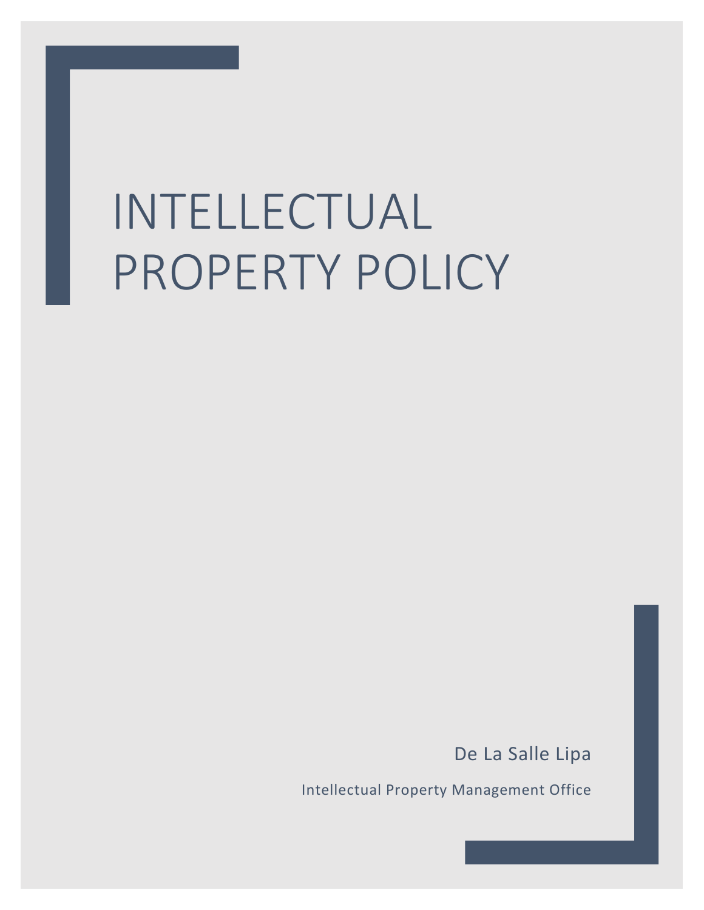# INTELLECTUAL PROPERTY POLICY

De La Salle Lipa

Intellectual Property Management Office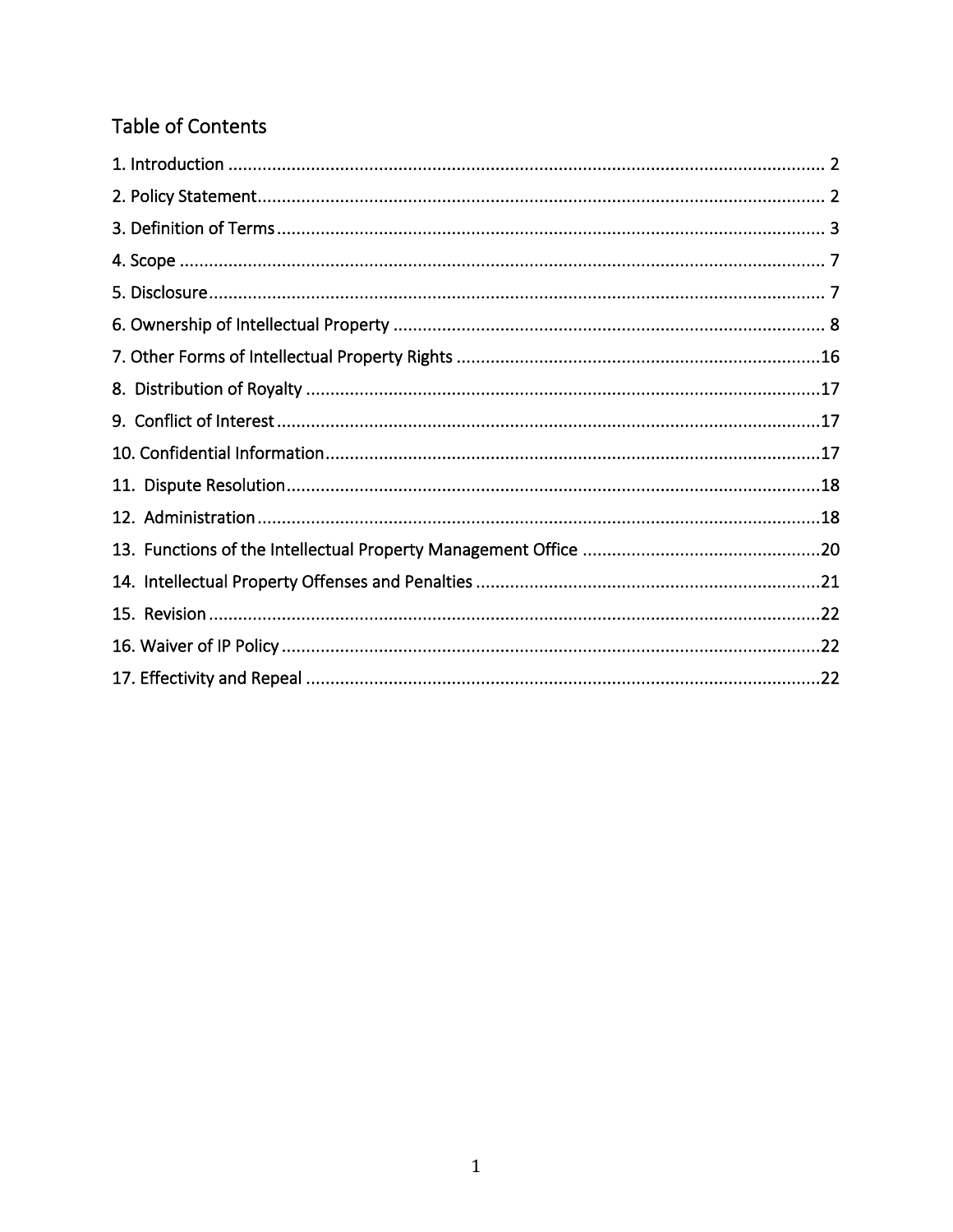## Table of Contents

1. Introduction .......... 2
2. Policy Statement .......... 2
3. Definition of Terms .......... 3
4. Scope .......... 7
5. Disclosure .......... 7
6. Ownership of Intellectual Property .......... 8
7. Other Forms of Intellectual Property Rights .......... 16
8. Distribution of Royalty .......... 17
9. Conflict of Interest .......... 17
10. Confidential Information .......... 17
11. Dispute Resolution .......... 18
12. Administration .......... 18
13. Functions of the Intellectual Property Management Office .......... 20
14. Intellectual Property Offenses and Penalties .......... 21
15. Revision .......... 22
16. Waiver of IP Policy .......... 22
17. Effectivity and Repeal .......... 22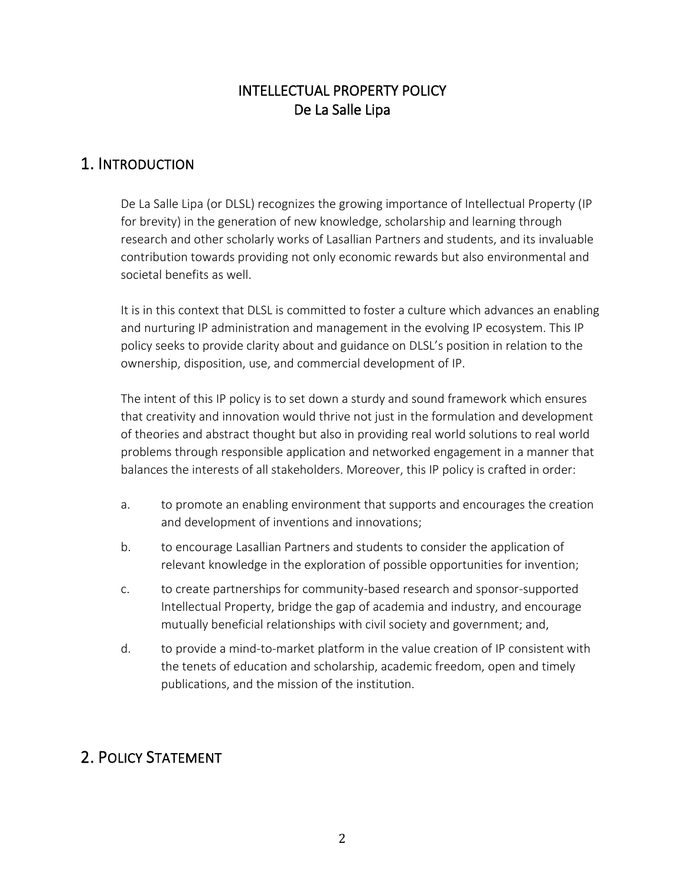# INTELLECTUAL PROPERTY POLICY
# De La Salle Lipa

## 1. INTRODUCTION

De La Salle Lipa (or DLSL) recognizes the growing importance of Intellectual Property (IP for brevity) in the generation of new knowledge, scholarship and learning through research and other scholarly works of Lasallian Partners and students, and its invaluable contribution towards providing not only economic rewards but also environmental and societal benefits as well.

It is in this context that DLSL is committed to foster a culture which advances an enabling and nurturing IP administration and management in the evolving IP ecosystem. This IP policy seeks to provide clarity about and guidance on DLSL's position in relation to the ownership, disposition, use, and commercial development of IP.

The intent of this IP policy is to set down a sturdy and sound framework which ensures that creativity and innovation would thrive not just in the formulation and development of theories and abstract thought but also in providing real world solutions to real world problems through responsible application and networked engagement in a manner that balances the interests of all stakeholders. Moreover, this IP policy is crafted in order:

a. to promote an enabling environment that supports and encourages the creation and development of inventions and innovations;

b. to encourage Lasallian Partners and students to consider the application of relevant knowledge in the exploration of possible opportunities for invention;

c. to create partnerships for community-based research and sponsor-supported Intellectual Property, bridge the gap of academia and industry, and encourage mutually beneficial relationships with civil society and government; and,

d. to provide a mind-to-market platform in the value creation of IP consistent with the tenets of education and scholarship, academic freedom, open and timely publications, and the mission of the institution.

## 2. POLICY STATEMENT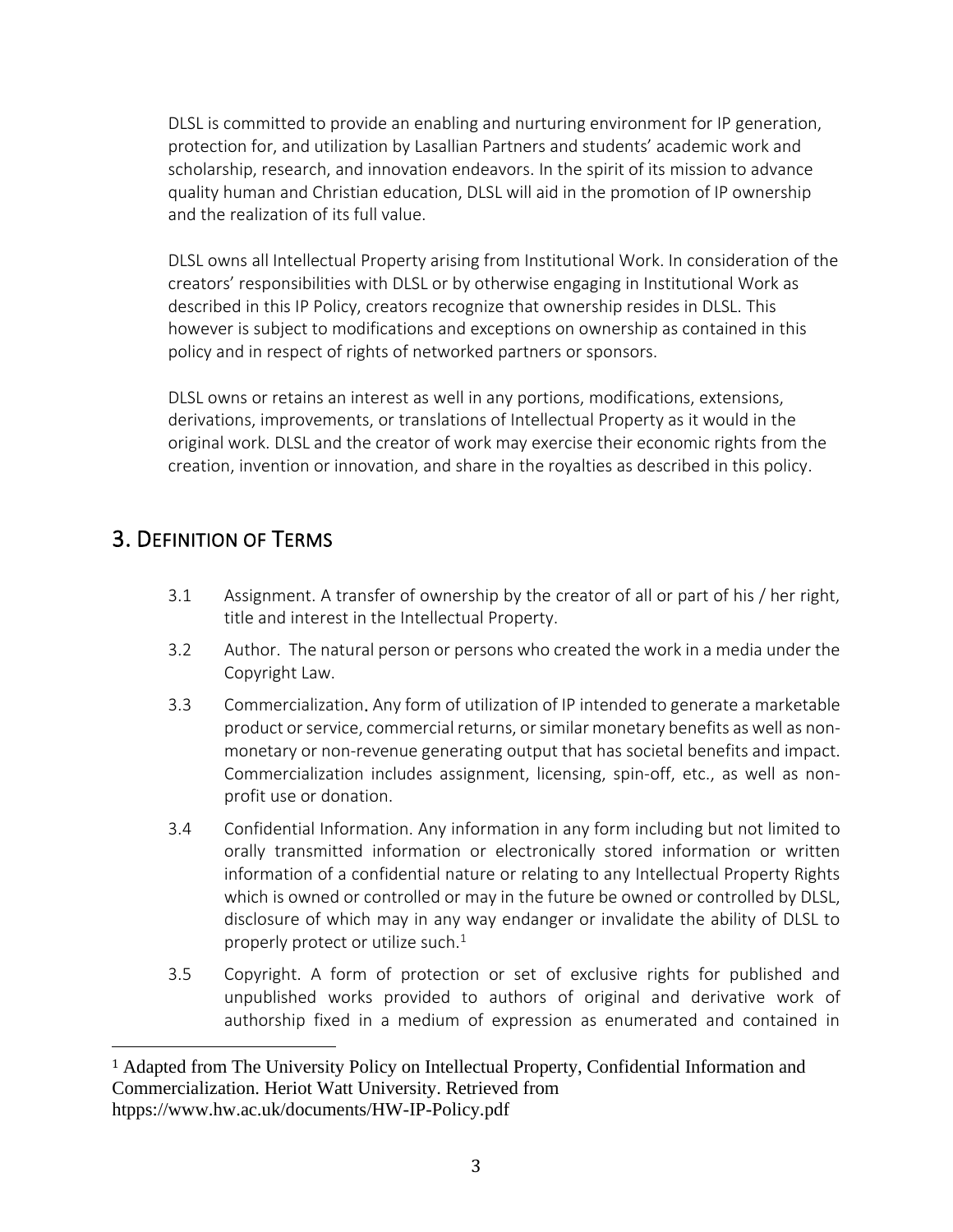DLSL is committed to provide an enabling and nurturing environment for IP generation, protection for, and utilization by Lasallian Partners and students' academic work and scholarship, research, and innovation endeavors. In the spirit of its mission to advance quality human and Christian education, DLSL will aid in the promotion of IP ownership and the realization of its full value.

DLSL owns all Intellectual Property arising from Institutional Work. In consideration of the creators' responsibilities with DLSL or by otherwise engaging in Institutional Work as described in this IP Policy, creators recognize that ownership resides in DLSL. This however is subject to modifications and exceptions on ownership as contained in this policy and in respect of rights of networked partners or sponsors.

DLSL owns or retains an interest as well in any portions, modifications, extensions, derivations, improvements, or translations of Intellectual Property as it would in the original work. DLSL and the creator of work may exercise their economic rights from the creation, invention or innovation, and share in the royalties as described in this policy.

## 3. DEFINITION OF TERMS

3.1 Assignment. A transfer of ownership by the creator of all or part of his / her right, title and interest in the Intellectual Property.

3.2 Author. The natural person or persons who created the work in a media under the Copyright Law.

3.3 Commercialization. Any form of utilization of IP intended to generate a marketable product or service, commercial returns, or similar monetary benefits as well as non-monetary or non-revenue generating output that has societal benefits and impact. Commercialization includes assignment, licensing, spin-off, etc., as well as non-profit use or donation.

3.4 Confidential Information. Any information in any form including but not limited to orally transmitted information or electronically stored information or written information of a confidential nature or relating to any Intellectual Property Rights which is owned or controlled or may in the future be owned or controlled by DLSL, disclosure of which may in any way endanger or invalidate the ability of DLSL to properly protect or utilize such.[1]

3.5 Copyright. A form of protection or set of exclusive rights for published and unpublished works provided to authors of original and derivative work of authorship fixed in a medium of expression as enumerated and contained in

[1] Adapted from The University Policy on Intellectual Property, Confidential Information and Commercialization. Heriot Watt University. Retrieved from htpps://www.hw.ac.uk/documents/HW-IP-Policy.pdf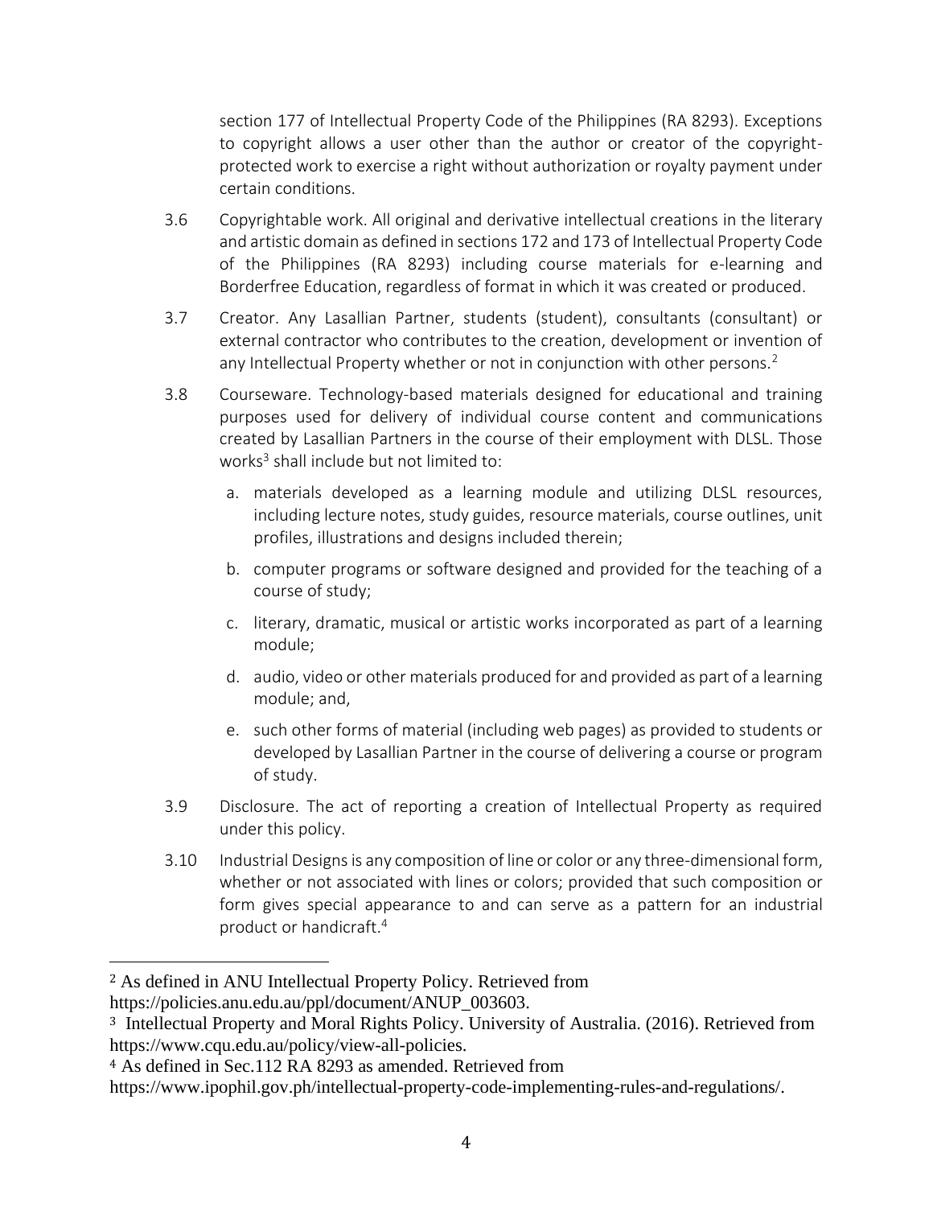section 177 of Intellectual Property Code of the Philippines (RA 8293). Exceptions to copyright allows a user other than the author or creator of the copyright-protected work to exercise a right without authorization or royalty payment under certain conditions.

3.6 Copyrightable work. All original and derivative intellectual creations in the literary and artistic domain as defined in sections 172 and 173 of Intellectual Property Code of the Philippines (RA 8293) including course materials for e-learning and Borderfree Education, regardless of format in which it was created or produced.

3.7 Creator. Any Lasallian Partner, students (student), consultants (consultant) or external contractor who contributes to the creation, development or invention of any Intellectual Property whether or not in conjunction with other persons.[2]

3.8 Courseware. Technology-based materials designed for educational and training purposes used for delivery of individual course content and communications created by Lasallian Partners in the course of their employment with DLSL. Those works[3] shall include but not limited to:

a. materials developed as a learning module and utilizing DLSL resources, including lecture notes, study guides, resource materials, course outlines, unit profiles, illustrations and designs included therein;

b. computer programs or software designed and provided for the teaching of a course of study;

c. literary, dramatic, musical or artistic works incorporated as part of a learning module;

d. audio, video or other materials produced for and provided as part of a learning module; and,

e. such other forms of material (including web pages) as provided to students or developed by Lasallian Partner in the course of delivering a course or program of study.

3.9 Disclosure. The act of reporting a creation of Intellectual Property as required under this policy.

3.10 Industrial Designs is any composition of line or color or any three-dimensional form, whether or not associated with lines or colors; provided that such composition or form gives special appearance to and can serve as a pattern for an industrial product or handicraft.[4]

---

[2] As defined in ANU Intellectual Property Policy. Retrieved from https://policies.anu.edu.au/ppl/document/ANUP_003603.

[3] Intellectual Property and Moral Rights Policy. University of Australia. (2016). Retrieved from https://www.cqu.edu.au/policy/view-all-policies.

[4] As defined in Sec.112 RA 8293 as amended. Retrieved from https://www.ipophil.gov.ph/intellectual-property-code-implementing-rules-and-regulations/.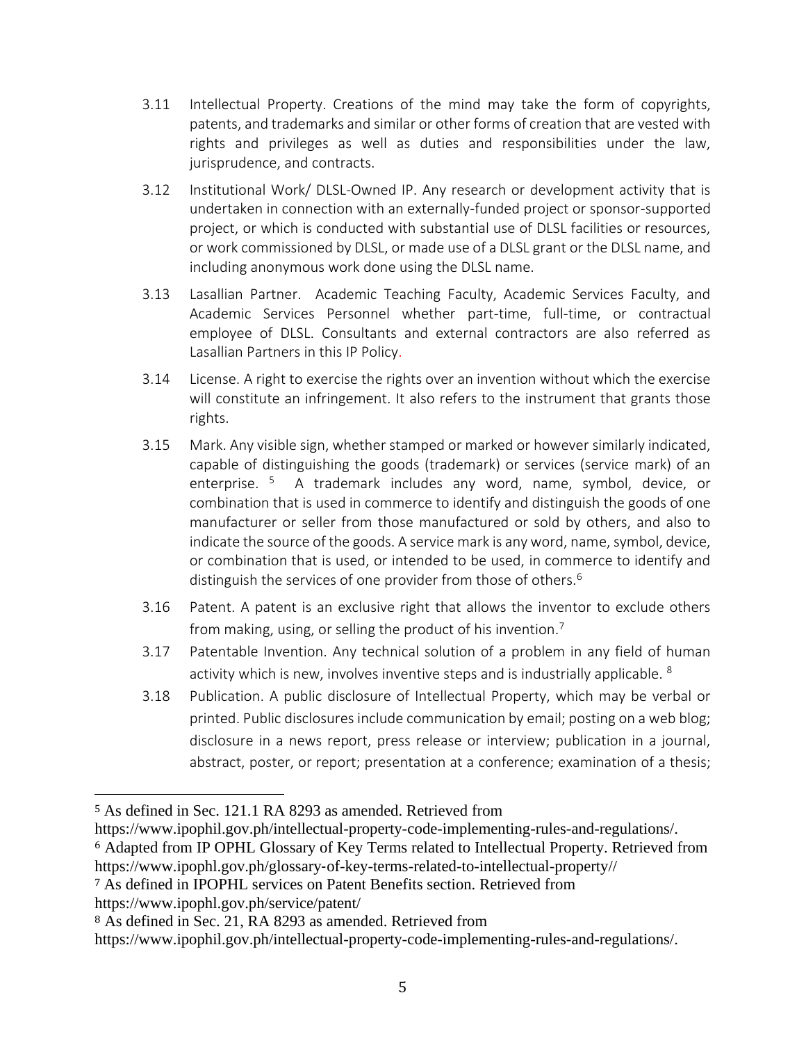3.11 Intellectual Property. Creations of the mind may take the form of copyrights, patents, and trademarks and similar or other forms of creation that are vested with rights and privileges as well as duties and responsibilities under the law, jurisprudence, and contracts.

3.12 Institutional Work/ DLSL-Owned IP. Any research or development activity that is undertaken in connection with an externally-funded project or sponsor-supported project, or which is conducted with substantial use of DLSL facilities or resources, or work commissioned by DLSL, or made use of a DLSL grant or the DLSL name, and including anonymous work done using the DLSL name.

3.13 Lasallian Partner. Academic Teaching Faculty, Academic Services Faculty, and Academic Services Personnel whether part-time, full-time, or contractual employee of DLSL. Consultants and external contractors are also referred as Lasallian Partners in this IP Policy.

3.14 License. A right to exercise the rights over an invention without which the exercise will constitute an infringement. It also refers to the instrument that grants those rights.

3.15 Mark. Any visible sign, whether stamped or marked or however similarly indicated, capable of distinguishing the goods (trademark) or services (service mark) of an enterprise. [5] A trademark includes any word, name, symbol, device, or combination that is used in commerce to identify and distinguish the goods of one manufacturer or seller from those manufactured or sold by others, and also to indicate the source of the goods. A service mark is any word, name, symbol, device, or combination that is used, or intended to be used, in commerce to identify and distinguish the services of one provider from those of others.[6]

3.16 Patent. A patent is an exclusive right that allows the inventor to exclude others from making, using, or selling the product of his invention.[7]

3.17 Patentable Invention. Any technical solution of a problem in any field of human activity which is new, involves inventive steps and is industrially applicable. [8]

3.18 Publication. A public disclosure of Intellectual Property, which may be verbal or printed. Public disclosures include communication by email; posting on a web blog; disclosure in a news report, press release or interview; publication in a journal, abstract, poster, or report; presentation at a conference; examination of a thesis;

---

[5] As defined in Sec. 121.1 RA 8293 as amended. Retrieved from https://www.ipophil.gov.ph/intellectual-property-code-implementing-rules-and-regulations/.

[6] Adapted from IP OPHL Glossary of Key Terms related to Intellectual Property. Retrieved from https://www.ipophl.gov.ph/glossary-of-key-terms-related-to-intellectual-property//

[7] As defined in IPOPHL services on Patent Benefits section. Retrieved from https://www.ipophl.gov.ph/service/patent/

[8] As defined in Sec. 21, RA 8293 as amended. Retrieved from https://www.ipophil.gov.ph/intellectual-property-code-implementing-rules-and-regulations/.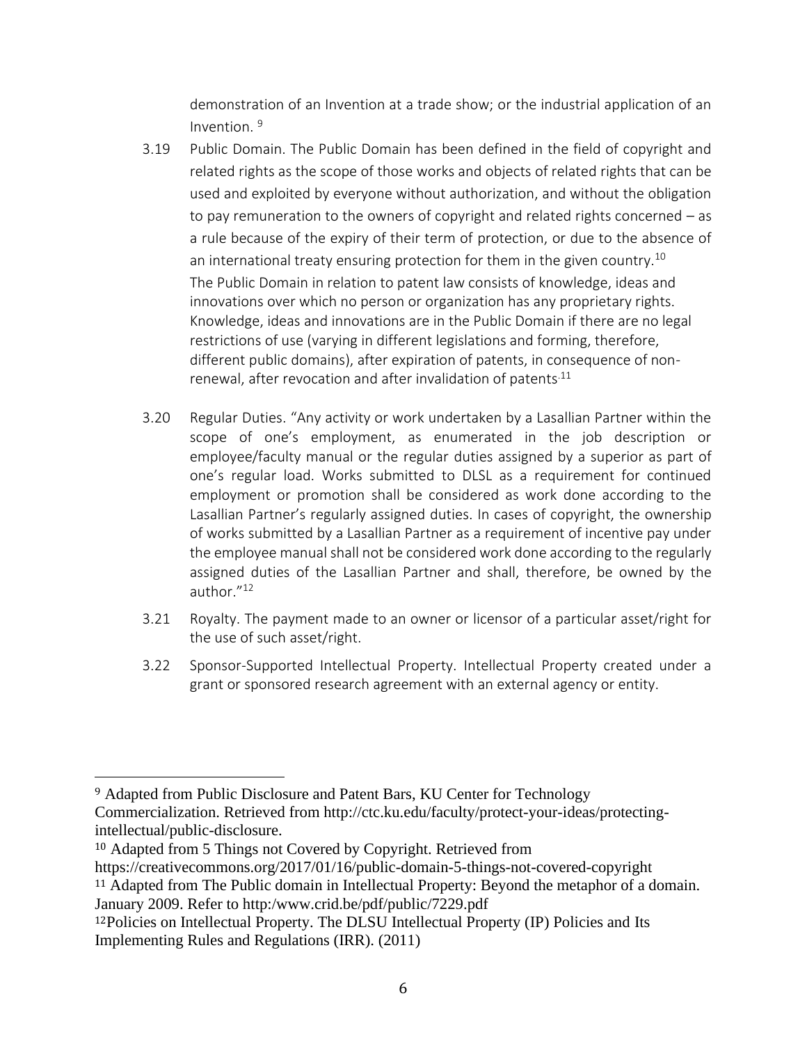demonstration of an Invention at a trade show; or the industrial application of an Invention. [9]

3.19 Public Domain. The Public Domain has been defined in the field of copyright and related rights as the scope of those works and objects of related rights that can be used and exploited by everyone without authorization, and without the obligation to pay remuneration to the owners of copyright and related rights concerned – as a rule because of the expiry of their term of protection, or due to the absence of an international treaty ensuring protection for them in the given country.[10]

The Public Domain in relation to patent law consists of knowledge, ideas and innovations over which no person or organization has any proprietary rights. Knowledge, ideas and innovations are in the Public Domain if there are no legal restrictions of use (varying in different legislations and forming, therefore, different public domains), after expiration of patents, in consequence of non-renewal, after revocation and after invalidation of patents.[11]

3.20 Regular Duties. "Any activity or work undertaken by a Lasallian Partner within the scope of one's employment, as enumerated in the job description or employee/faculty manual or the regular duties assigned by a superior as part of one's regular load. Works submitted to DLSL as a requirement for continued employment or promotion shall be considered as work done according to the Lasallian Partner's regularly assigned duties. In cases of copyright, the ownership of works submitted by a Lasallian Partner as a requirement of incentive pay under the employee manual shall not be considered work done according to the regularly assigned duties of the Lasallian Partner and shall, therefore, be owned by the author."[12]

3.21 Royalty. The payment made to an owner or licensor of a particular asset/right for the use of such asset/right.

3.22 Sponsor-Supported Intellectual Property. Intellectual Property created under a grant or sponsored research agreement with an external agency or entity.

---

[9] Adapted from Public Disclosure and Patent Bars, KU Center for Technology Commercialization. Retrieved from http://ctc.ku.edu/faculty/protect-your-ideas/protecting-intellectual/public-disclosure.

[10] Adapted from 5 Things not Covered by Copyright. Retrieved from https://creativecommons.org/2017/01/16/public-domain-5-things-not-covered-copyright

[11] Adapted from The Public domain in Intellectual Property: Beyond the metaphor of a domain. January 2009. Refer to http:/www.crid.be/pdf/public/7229.pdf

[12] Policies on Intellectual Property. The DLSU Intellectual Property (IP) Policies and Its Implementing Rules and Regulations (IRR). (2011)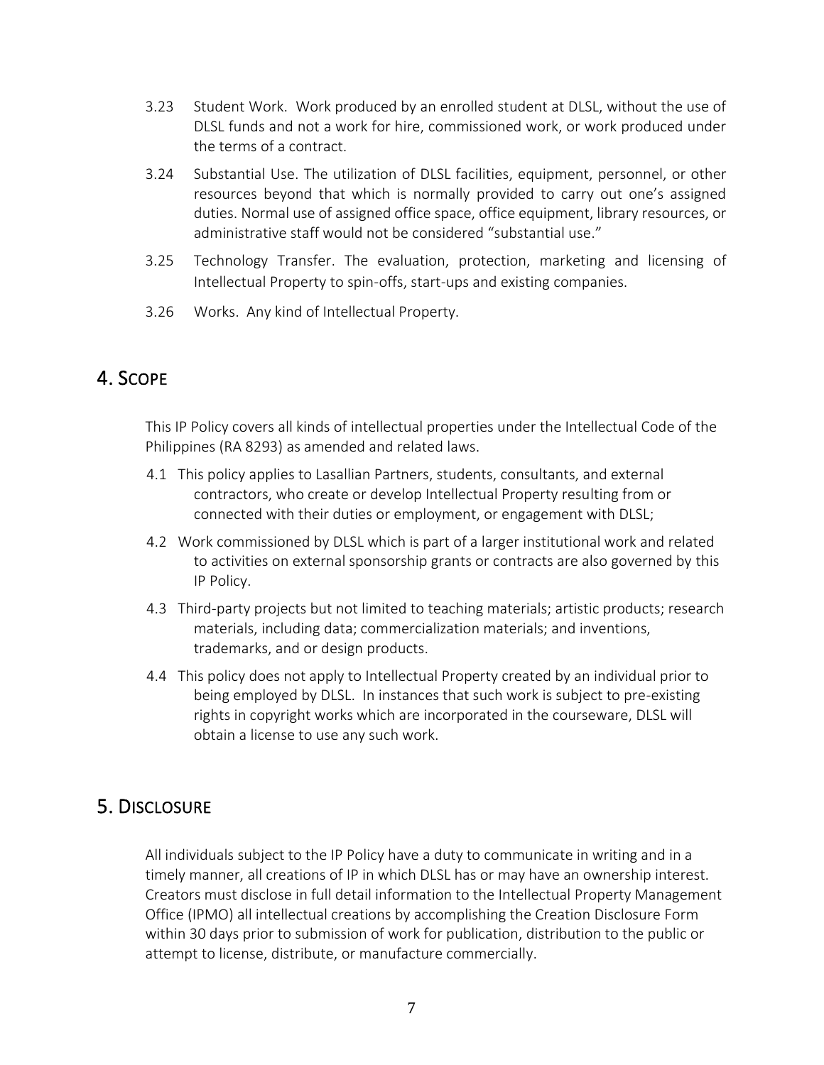3.23 Student Work. Work produced by an enrolled student at DLSL, without the use of DLSL funds and not a work for hire, commissioned work, or work produced under the terms of a contract.

3.24 Substantial Use. The utilization of DLSL facilities, equipment, personnel, or other resources beyond that which is normally provided to carry out one's assigned duties. Normal use of assigned office space, office equipment, library resources, or administrative staff would not be considered "substantial use."

3.25 Technology Transfer. The evaluation, protection, marketing and licensing of Intellectual Property to spin-offs, start-ups and existing companies.

3.26 Works. Any kind of Intellectual Property.

## 4. Scope

This IP Policy covers all kinds of intellectual properties under the Intellectual Code of the Philippines (RA 8293) as amended and related laws.

4.1 This policy applies to Lasallian Partners, students, consultants, and external contractors, who create or develop Intellectual Property resulting from or connected with their duties or employment, or engagement with DLSL;

4.2 Work commissioned by DLSL which is part of a larger institutional work and related to activities on external sponsorship grants or contracts are also governed by this IP Policy.

4.3 Third-party projects but not limited to teaching materials; artistic products; research materials, including data; commercialization materials; and inventions, trademarks, and or design products.

4.4 This policy does not apply to Intellectual Property created by an individual prior to being employed by DLSL. In instances that such work is subject to pre-existing rights in copyright works which are incorporated in the courseware, DLSL will obtain a license to use any such work.

## 5. Disclosure

All individuals subject to the IP Policy have a duty to communicate in writing and in a timely manner, all creations of IP in which DLSL has or may have an ownership interest. Creators must disclose in full detail information to the Intellectual Property Management Office (IPMO) all intellectual creations by accomplishing the Creation Disclosure Form within 30 days prior to submission of work for publication, distribution to the public or attempt to license, distribute, or manufacture commercially.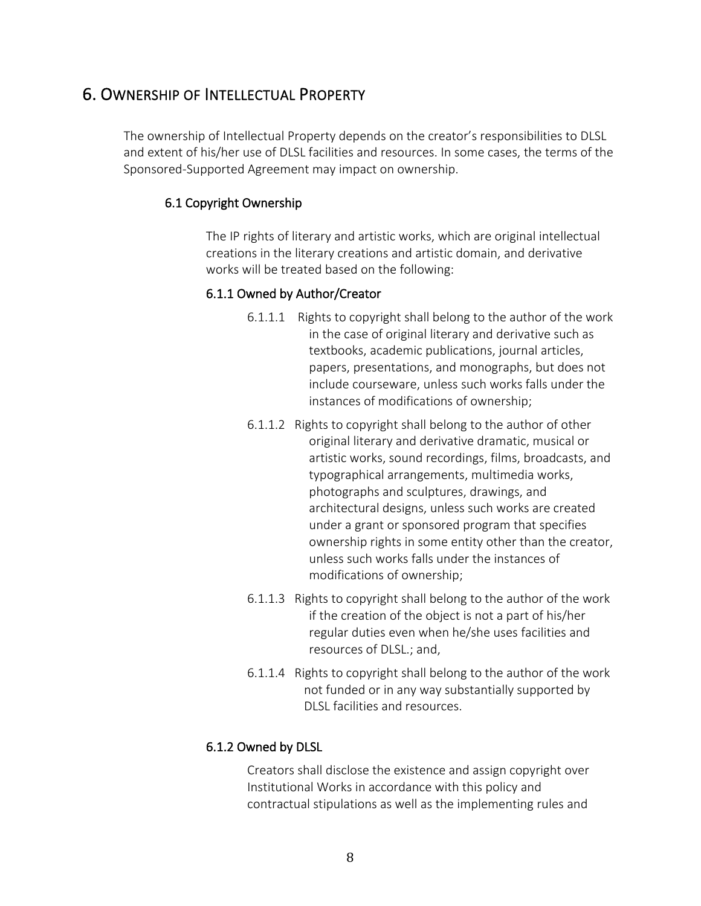# 6. Ownership of Intellectual Property

The ownership of Intellectual Property depends on the creator's responsibilities to DLSL and extent of his/her use of DLSL facilities and resources. In some cases, the terms of the Sponsored-Supported Agreement may impact on ownership.

## 6.1 Copyright Ownership

The IP rights of literary and artistic works, which are original intellectual creations in the literary creations and artistic domain, and derivative works will be treated based on the following:

### 6.1.1 Owned by Author/Creator

6.1.1.1 Rights to copyright shall belong to the author of the work in the case of original literary and derivative such as textbooks, academic publications, journal articles, papers, presentations, and monographs, but does not include courseware, unless such works falls under the instances of modifications of ownership;

6.1.1.2 Rights to copyright shall belong to the author of other original literary and derivative dramatic, musical or artistic works, sound recordings, films, broadcasts, and typographical arrangements, multimedia works, photographs and sculptures, drawings, and architectural designs, unless such works are created under a grant or sponsored program that specifies ownership rights in some entity other than the creator, unless such works falls under the instances of modifications of ownership;

6.1.1.3 Rights to copyright shall belong to the author of the work if the creation of the object is not a part of his/her regular duties even when he/she uses facilities and resources of DLSL.; and,

6.1.1.4 Rights to copyright shall belong to the author of the work not funded or in any way substantially supported by DLSL facilities and resources.

### 6.1.2 Owned by DLSL

Creators shall disclose the existence and assign copyright over Institutional Works in accordance with this policy and contractual stipulations as well as the implementing rules and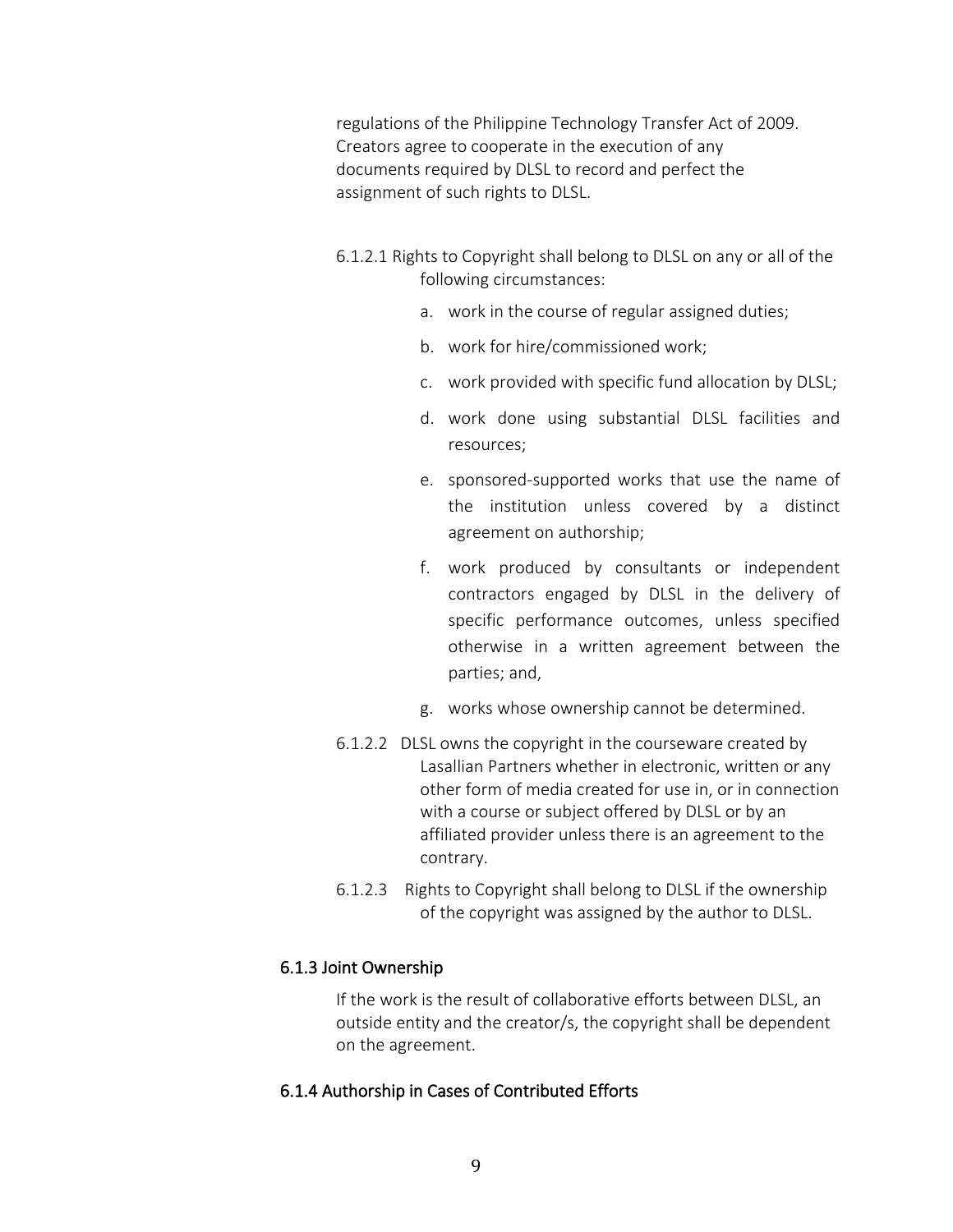regulations of the Philippine Technology Transfer Act of 2009. Creators agree to cooperate in the execution of any documents required by DLSL to record and perfect the assignment of such rights to DLSL.

6.1.2.1 Rights to Copyright shall belong to DLSL on any or all of the following circumstances:

a. work in the course of regular assigned duties;

b. work for hire/commissioned work;

c. work provided with specific fund allocation by DLSL;

d. work done using substantial DLSL facilities and resources;

e. sponsored-supported works that use the name of the institution unless covered by a distinct agreement on authorship;

f. work produced by consultants or independent contractors engaged by DLSL in the delivery of specific performance outcomes, unless specified otherwise in a written agreement between the parties; and,

g. works whose ownership cannot be determined.

6.1.2.2 DLSL owns the copyright in the courseware created by Lasallian Partners whether in electronic, written or any other form of media created for use in, or in connection with a course or subject offered by DLSL or by an affiliated provider unless there is an agreement to the contrary.

6.1.2.3 Rights to Copyright shall belong to DLSL if the ownership of the copyright was assigned by the author to DLSL.

#### 6.1.3 Joint Ownership

If the work is the result of collaborative efforts between DLSL, an outside entity and the creator/s, the copyright shall be dependent on the agreement.

#### 6.1.4 Authorship in Cases of Contributed Efforts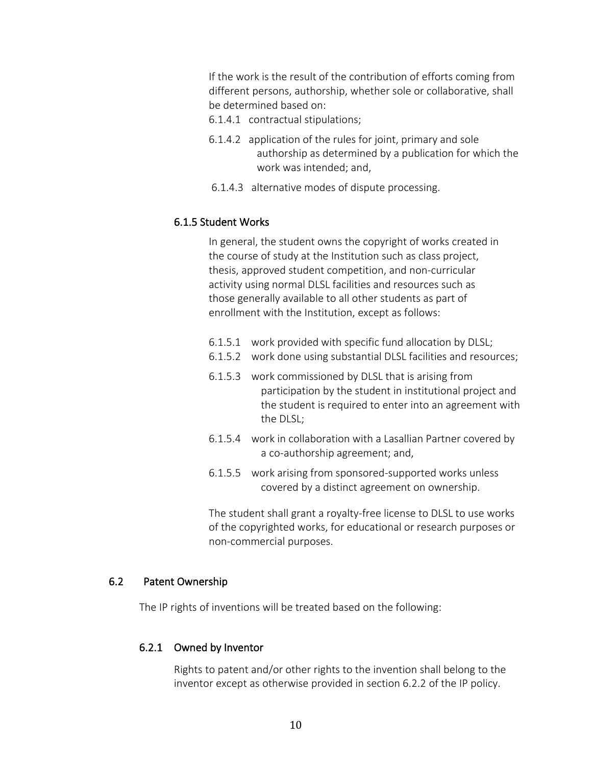If the work is the result of the contribution of efforts coming from different persons, authorship, whether sole or collaborative, shall be determined based on:

6.1.4.1 contractual stipulations;

6.1.4.2 application of the rules for joint, primary and sole authorship as determined by a publication for which the work was intended; and,

6.1.4.3 alternative modes of dispute processing.

#### 6.1.5 Student Works

In general, the student owns the copyright of works created in the course of study at the Institution such as class project, thesis, approved student competition, and non-curricular activity using normal DLSL facilities and resources such as those generally available to all other students as part of enrollment with the Institution, except as follows:

6.1.5.1 work provided with specific fund allocation by DLSL;

6.1.5.2 work done using substantial DLSL facilities and resources;

6.1.5.3 work commissioned by DLSL that is arising from participation by the student in institutional project and the student is required to enter into an agreement with the DLSL;

6.1.5.4 work in collaboration with a Lasallian Partner covered by a co-authorship agreement; and,

6.1.5.5 work arising from sponsored-supported works unless covered by a distinct agreement on ownership.

The student shall grant a royalty-free license to DLSL to use works of the copyrighted works, for educational or research purposes or non-commercial purposes.

### 6.2 Patent Ownership

The IP rights of inventions will be treated based on the following:

#### 6.2.1 Owned by Inventor

Rights to patent and/or other rights to the invention shall belong to the inventor except as otherwise provided in section 6.2.2 of the IP policy.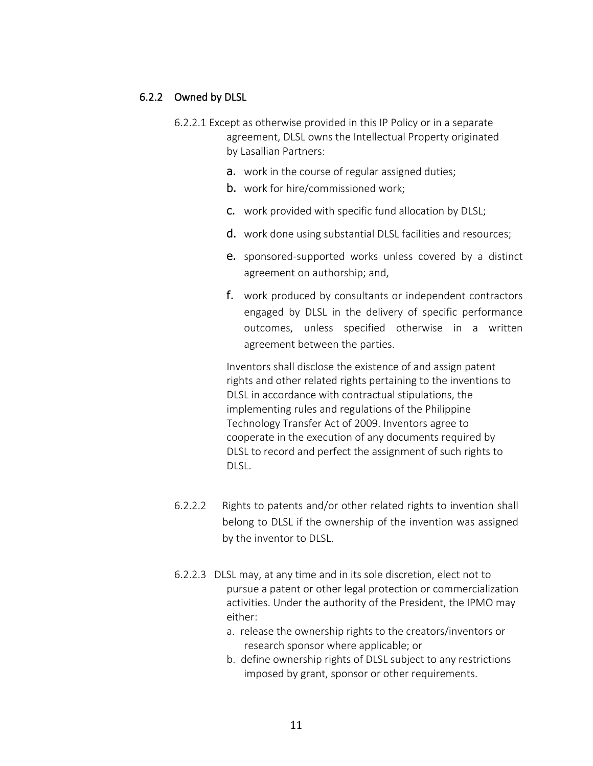### 6.2.2 Owned by DLSL

6.2.2.1 Except as otherwise provided in this IP Policy or in a separate agreement, DLSL owns the Intellectual Property originated by Lasallian Partners:

a. work in the course of regular assigned duties;
b. work for hire/commissioned work;
c. work provided with specific fund allocation by DLSL;
d. work done using substantial DLSL facilities and resources;
e. sponsored-supported works unless covered by a distinct agreement on authorship; and,
f. work produced by consultants or independent contractors engaged by DLSL in the delivery of specific performance outcomes, unless specified otherwise in a written agreement between the parties.

Inventors shall disclose the existence of and assign patent rights and other related rights pertaining to the inventions to DLSL in accordance with contractual stipulations, the implementing rules and regulations of the Philippine Technology Transfer Act of 2009. Inventors agree to cooperate in the execution of any documents required by DLSL to record and perfect the assignment of such rights to DLSL.

6.2.2.2 Rights to patents and/or other related rights to invention shall belong to DLSL if the ownership of the invention was assigned by the inventor to DLSL.

6.2.2.3 DLSL may, at any time and in its sole discretion, elect not to pursue a patent or other legal protection or commercialization activities. Under the authority of the President, the IPMO may either:

a. release the ownership rights to the creators/inventors or research sponsor where applicable; or
b. define ownership rights of DLSL subject to any restrictions imposed by grant, sponsor or other requirements.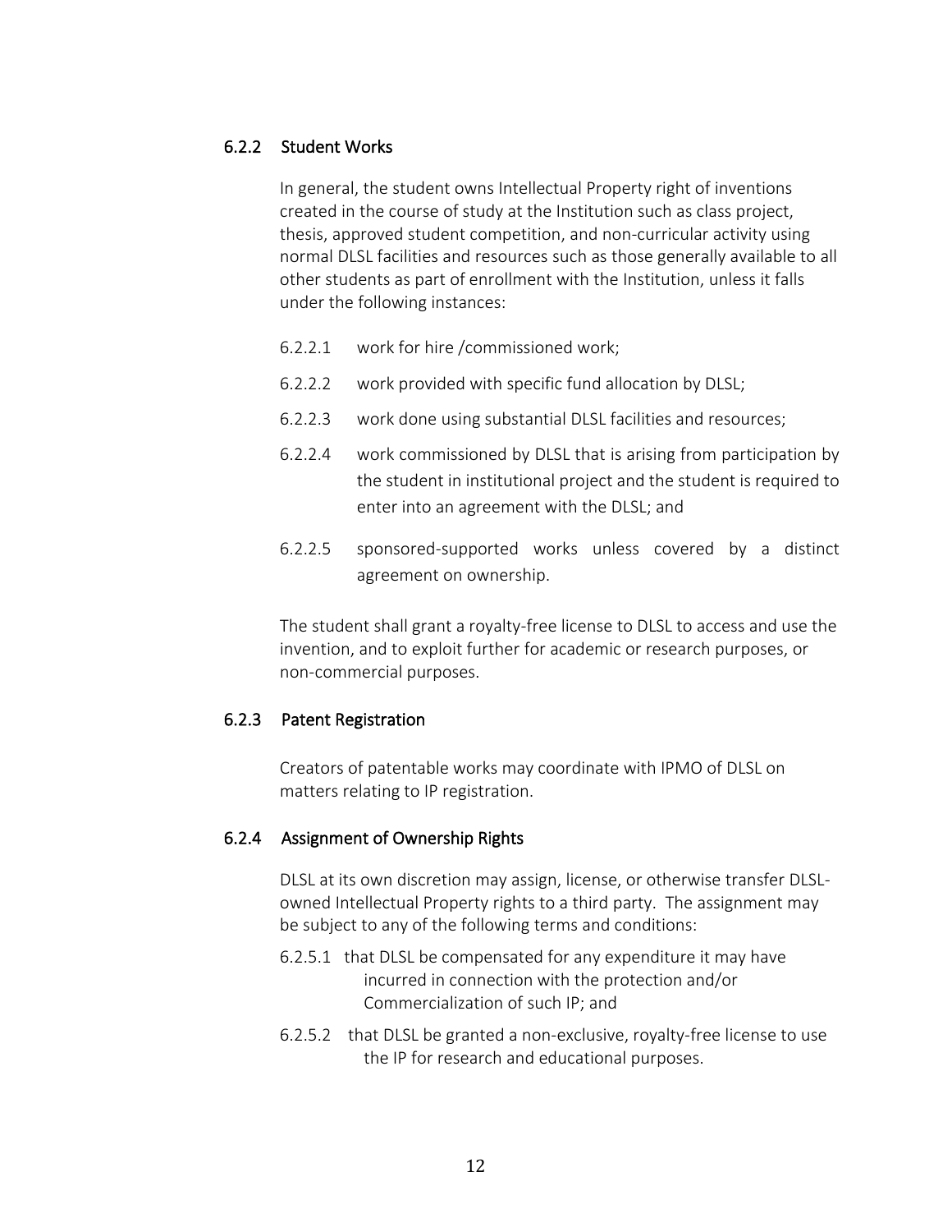### 6.2.2 Student Works

In general, the student owns Intellectual Property right of inventions created in the course of study at the Institution such as class project, thesis, approved student competition, and non-curricular activity using normal DLSL facilities and resources such as those generally available to all other students as part of enrollment with the Institution, unless it falls under the following instances:

6.2.2.1 work for hire /commissioned work;

6.2.2.2 work provided with specific fund allocation by DLSL;

6.2.2.3 work done using substantial DLSL facilities and resources;

6.2.2.4 work commissioned by DLSL that is arising from participation by the student in institutional project and the student is required to enter into an agreement with the DLSL; and

6.2.2.5 sponsored-supported works unless covered by a distinct agreement on ownership.

The student shall grant a royalty-free license to DLSL to access and use the invention, and to exploit further for academic or research purposes, or non-commercial purposes.

### 6.2.3 Patent Registration

Creators of patentable works may coordinate with IPMO of DLSL on matters relating to IP registration.

### 6.2.4 Assignment of Ownership Rights

DLSL at its own discretion may assign, license, or otherwise transfer DLSL-owned Intellectual Property rights to a third party. The assignment may be subject to any of the following terms and conditions:

6.2.5.1 that DLSL be compensated for any expenditure it may have incurred in connection with the protection and/or Commercialization of such IP; and

6.2.5.2 that DLSL be granted a non-exclusive, royalty-free license to use the IP for research and educational purposes.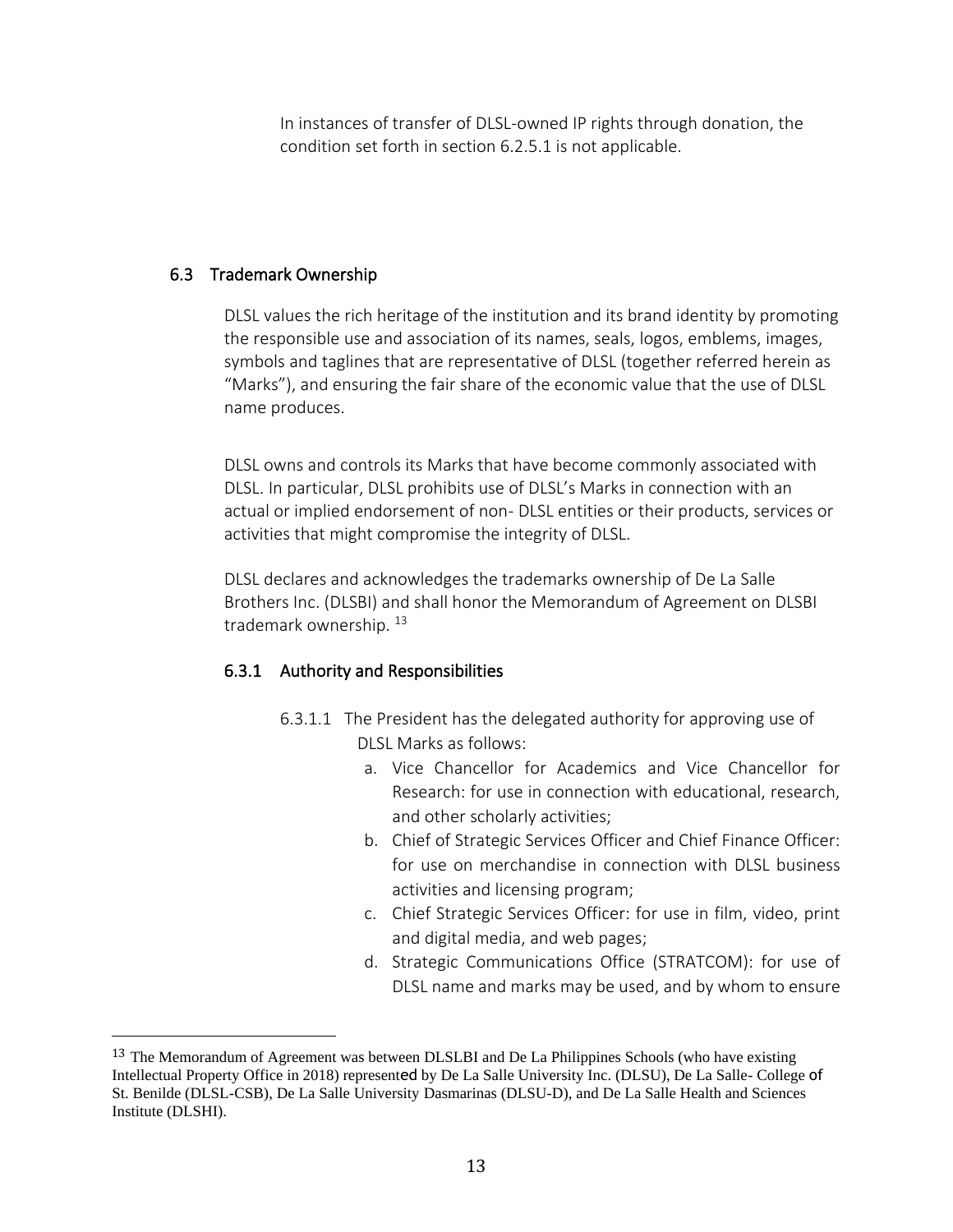In instances of transfer of DLSL-owned IP rights through donation, the condition set forth in section 6.2.5.1 is not applicable.

### 6.3 Trademark Ownership

DLSL values the rich heritage of the institution and its brand identity by promoting the responsible use and association of its names, seals, logos, emblems, images, symbols and taglines that are representative of DLSL (together referred herein as "Marks"), and ensuring the fair share of the economic value that the use of DLSL name produces.

DLSL owns and controls its Marks that have become commonly associated with DLSL. In particular, DLSL prohibits use of DLSL's Marks in connection with an actual or implied endorsement of non- DLSL entities or their products, services or activities that might compromise the integrity of DLSL.

DLSL declares and acknowledges the trademarks ownership of De La Salle Brothers Inc. (DLSBI) and shall honor the Memorandum of Agreement on DLSBI trademark ownership. [13]

#### 6.3.1 Authority and Responsibilities

6.3.1.1 The President has the delegated authority for approving use of DLSL Marks as follows:

a. Vice Chancellor for Academics and Vice Chancellor for Research: for use in connection with educational, research, and other scholarly activities;
b. Chief of Strategic Services Officer and Chief Finance Officer: for use on merchandise in connection with DLSL business activities and licensing program;
c. Chief Strategic Services Officer: for use in film, video, print and digital media, and web pages;
d. Strategic Communications Office (STRATCOM): for use of DLSL name and marks may be used, and by whom to ensure

[13] The Memorandum of Agreement was between DLSLBI and De La Philippines Schools (who have existing Intellectual Property Office in 2018) represented by De La Salle University Inc. (DLSU), De La Salle- College of St. Benilde (DLSL-CSB), De La Salle University Dasmarinas (DLSU-D), and De La Salle Health and Sciences Institute (DLSHI).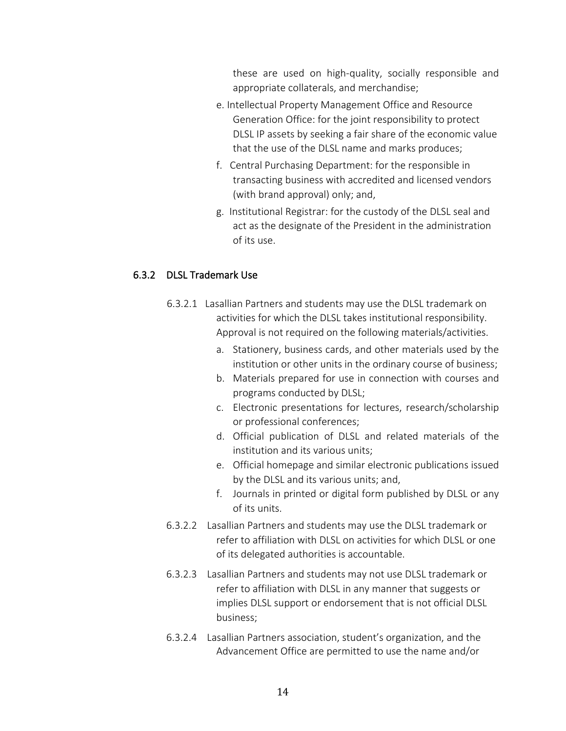these are used on high-quality, socially responsible and appropriate collaterals, and merchandise;

e. Intellectual Property Management Office and Resource Generation Office: for the joint responsibility to protect DLSL IP assets by seeking a fair share of the economic value that the use of the DLSL name and marks produces;

f. Central Purchasing Department: for the responsible in transacting business with accredited and licensed vendors (with brand approval) only; and,

g. Institutional Registrar: for the custody of the DLSL seal and act as the designate of the President in the administration of its use.

### 6.3.2 DLSL Trademark Use

6.3.2.1 Lasallian Partners and students may use the DLSL trademark on activities for which the DLSL takes institutional responsibility. Approval is not required on the following materials/activities.

a. Stationery, business cards, and other materials used by the institution or other units in the ordinary course of business;
b. Materials prepared for use in connection with courses and programs conducted by DLSL;
c. Electronic presentations for lectures, research/scholarship or professional conferences;
d. Official publication of DLSL and related materials of the institution and its various units;
e. Official homepage and similar electronic publications issued by the DLSL and its various units; and,
f. Journals in printed or digital form published by DLSL or any of its units.

6.3.2.2 Lasallian Partners and students may use the DLSL trademark or refer to affiliation with DLSL on activities for which DLSL or one of its delegated authorities is accountable.

6.3.2.3 Lasallian Partners and students may not use DLSL trademark or refer to affiliation with DLSL in any manner that suggests or implies DLSL support or endorsement that is not official DLSL business;

6.3.2.4 Lasallian Partners association, student's organization, and the Advancement Office are permitted to use the name and/or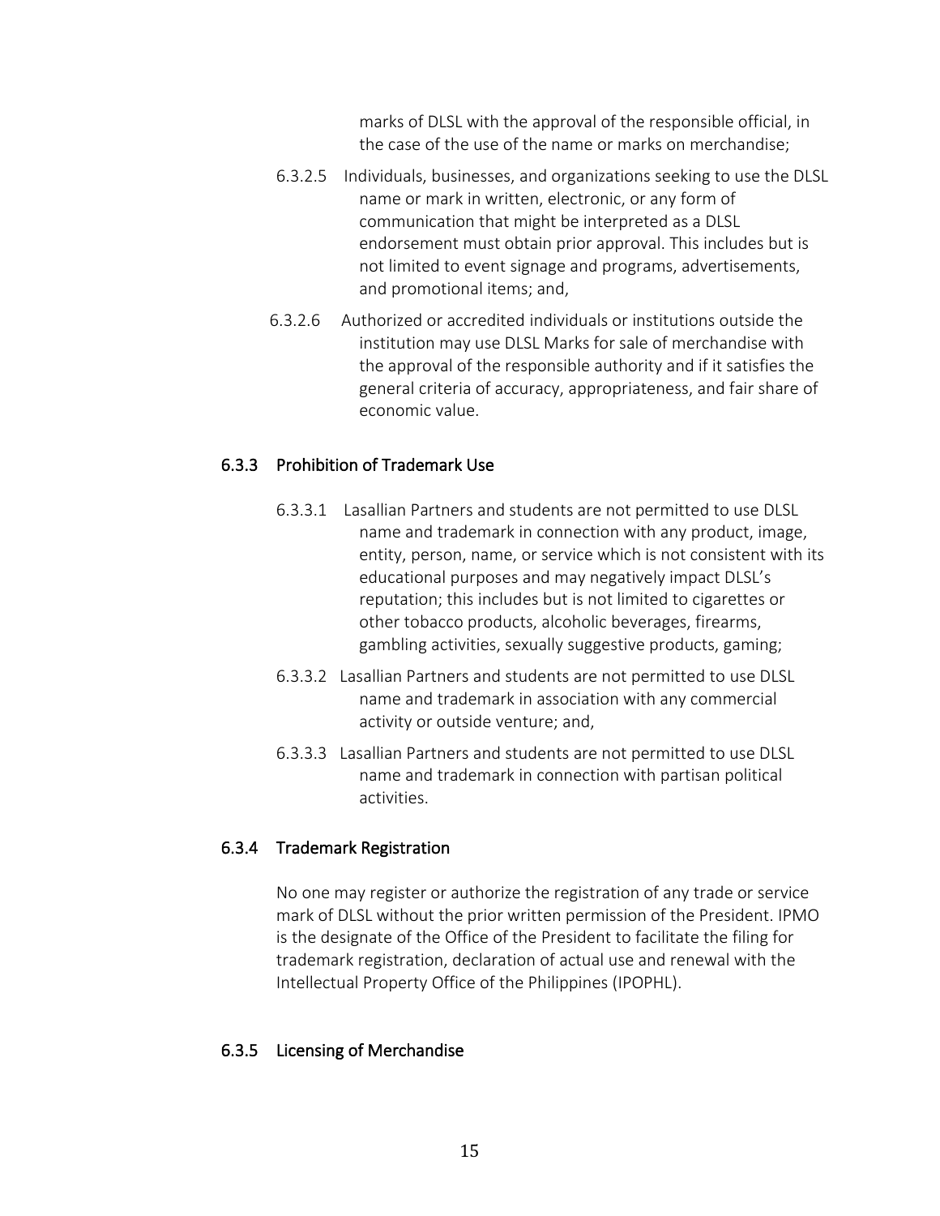marks of DLSL with the approval of the responsible official, in the case of the use of the name or marks on merchandise;

6.3.2.5 Individuals, businesses, and organizations seeking to use the DLSL name or mark in written, electronic, or any form of communication that might be interpreted as a DLSL endorsement must obtain prior approval. This includes but is not limited to event signage and programs, advertisements, and promotional items; and,

6.3.2.6 Authorized or accredited individuals or institutions outside the institution may use DLSL Marks for sale of merchandise with the approval of the responsible authority and if it satisfies the general criteria of accuracy, appropriateness, and fair share of economic value.

### 6.3.3 Prohibition of Trademark Use

6.3.3.1 Lasallian Partners and students are not permitted to use DLSL name and trademark in connection with any product, image, entity, person, name, or service which is not consistent with its educational purposes and may negatively impact DLSL's reputation; this includes but is not limited to cigarettes or other tobacco products, alcoholic beverages, firearms, gambling activities, sexually suggestive products, gaming;

6.3.3.2 Lasallian Partners and students are not permitted to use DLSL name and trademark in association with any commercial activity or outside venture; and,

6.3.3.3 Lasallian Partners and students are not permitted to use DLSL name and trademark in connection with partisan political activities.

### 6.3.4 Trademark Registration

No one may register or authorize the registration of any trade or service mark of DLSL without the prior written permission of the President. IPMO is the designate of the Office of the President to facilitate the filing for trademark registration, declaration of actual use and renewal with the Intellectual Property Office of the Philippines (IPOPHL).

### 6.3.5 Licensing of Merchandise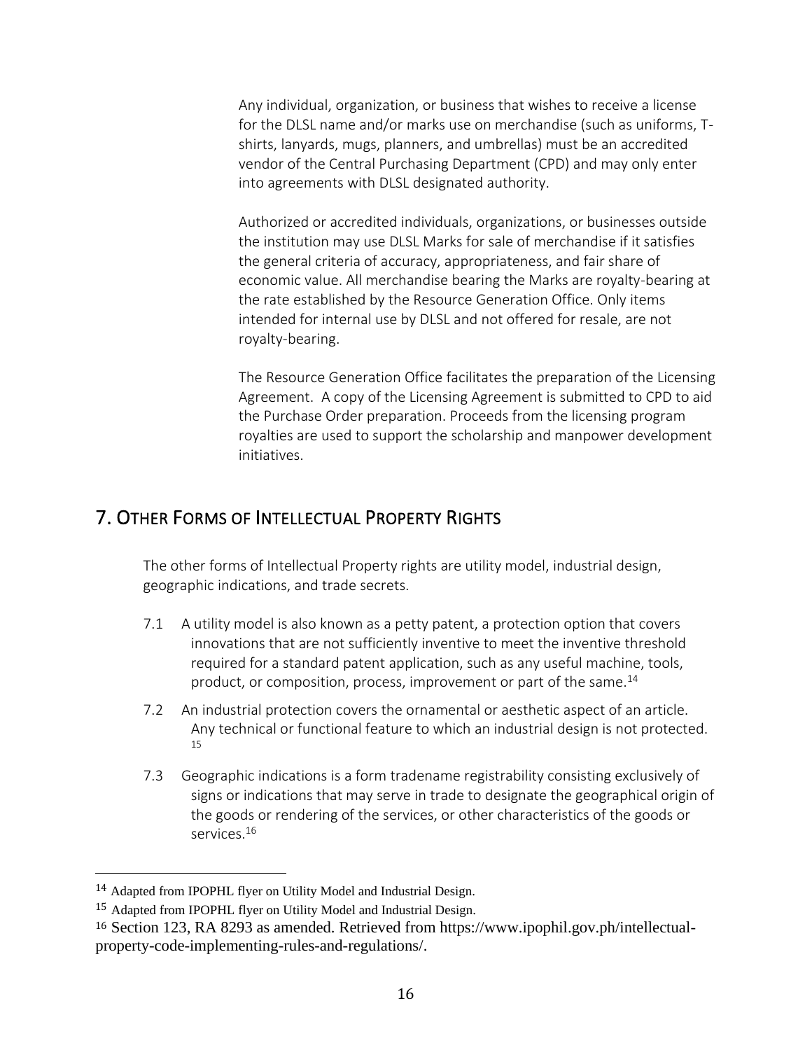Any individual, organization, or business that wishes to receive a license for the DLSL name and/or marks use on merchandise (such as uniforms, T-shirts, lanyards, mugs, planners, and umbrellas) must be an accredited vendor of the Central Purchasing Department (CPD) and may only enter into agreements with DLSL designated authority.

Authorized or accredited individuals, organizations, or businesses outside the institution may use DLSL Marks for sale of merchandise if it satisfies the general criteria of accuracy, appropriateness, and fair share of economic value. All merchandise bearing the Marks are royalty-bearing at the rate established by the Resource Generation Office. Only items intended for internal use by DLSL and not offered for resale, are not royalty-bearing.

The Resource Generation Office facilitates the preparation of the Licensing Agreement. A copy of the Licensing Agreement is submitted to CPD to aid the Purchase Order preparation. Proceeds from the licensing program royalties are used to support the scholarship and manpower development initiatives.

## 7. Other Forms of Intellectual Property Rights

The other forms of Intellectual Property rights are utility model, industrial design, geographic indications, and trade secrets.

7.1 A utility model is also known as a petty patent, a protection option that covers innovations that are not sufficiently inventive to meet the inventive threshold required for a standard patent application, such as any useful machine, tools, product, or composition, process, improvement or part of the same.[14]

7.2 An industrial protection covers the ornamental or aesthetic aspect of an article. Any technical or functional feature to which an industrial design is not protected.[15]

7.3 Geographic indications is a form tradename registrability consisting exclusively of signs or indications that may serve in trade to designate the geographical origin of the goods or rendering of the services, or other characteristics of the goods or services.[16]

---

[14] Adapted from IPOPHL flyer on Utility Model and Industrial Design.

[15] Adapted from IPOPHL flyer on Utility Model and Industrial Design.

[16] Section 123, RA 8293 as amended. Retrieved from https://www.ipophil.gov.ph/intellectual-property-code-implementing-rules-and-regulations/.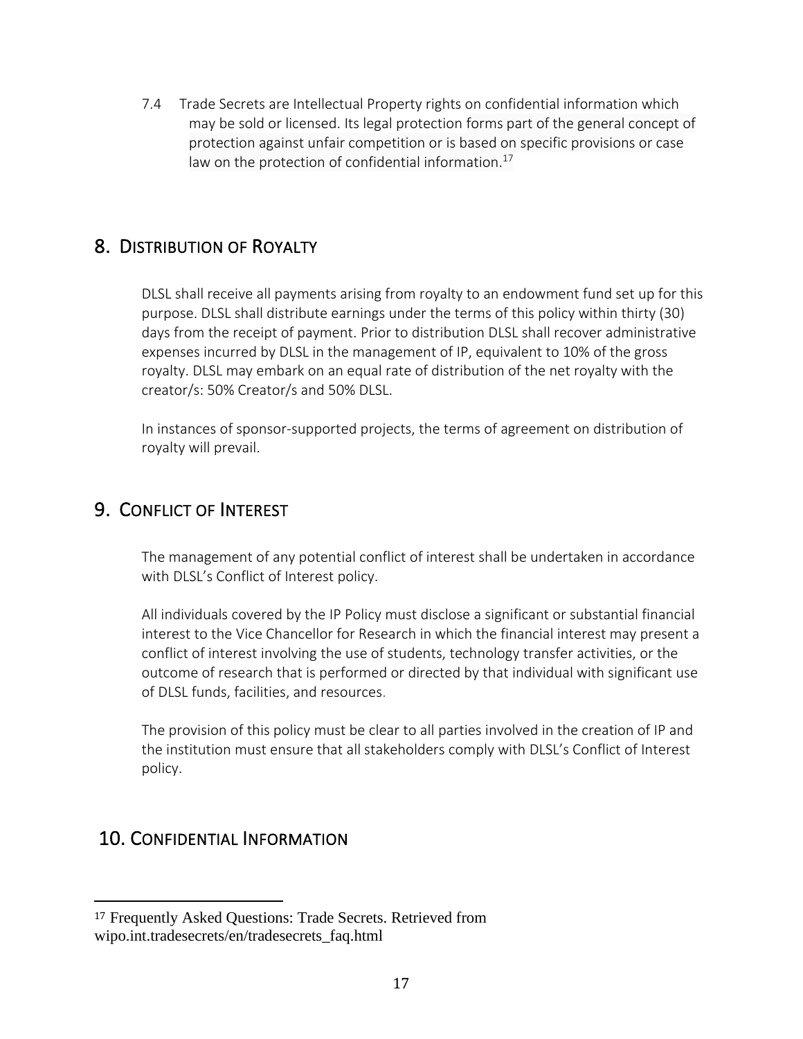7.4 Trade Secrets are Intellectual Property rights on confidential information which may be sold or licensed. Its legal protection forms part of the general concept of protection against unfair competition or is based on specific provisions or case law on the protection of confidential information.[17]

## 8. Distribution of Royalty

DLSL shall receive all payments arising from royalty to an endowment fund set up for this purpose. DLSL shall distribute earnings under the terms of this policy within thirty (30) days from the receipt of payment. Prior to distribution DLSL shall recover administrative expenses incurred by DLSL in the management of IP, equivalent to 10% of the gross royalty. DLSL may embark on an equal rate of distribution of the net royalty with the creator/s: 50% Creator/s and 50% DLSL.

In instances of sponsor-supported projects, the terms of agreement on distribution of royalty will prevail.

## 9. Conflict of Interest

The management of any potential conflict of interest shall be undertaken in accordance with DLSL's Conflict of Interest policy.

All individuals covered by the IP Policy must disclose a significant or substantial financial interest to the Vice Chancellor for Research in which the financial interest may present a conflict of interest involving the use of students, technology transfer activities, or the outcome of research that is performed or directed by that individual with significant use of DLSL funds, facilities, and resources.

The provision of this policy must be clear to all parties involved in the creation of IP and the institution must ensure that all stakeholders comply with DLSL's Conflict of Interest policy.

## 10. Confidential Information

[17] Frequently Asked Questions: Trade Secrets. Retrieved from wipo.int.tradesecrets/en/tradesecrets_faq.html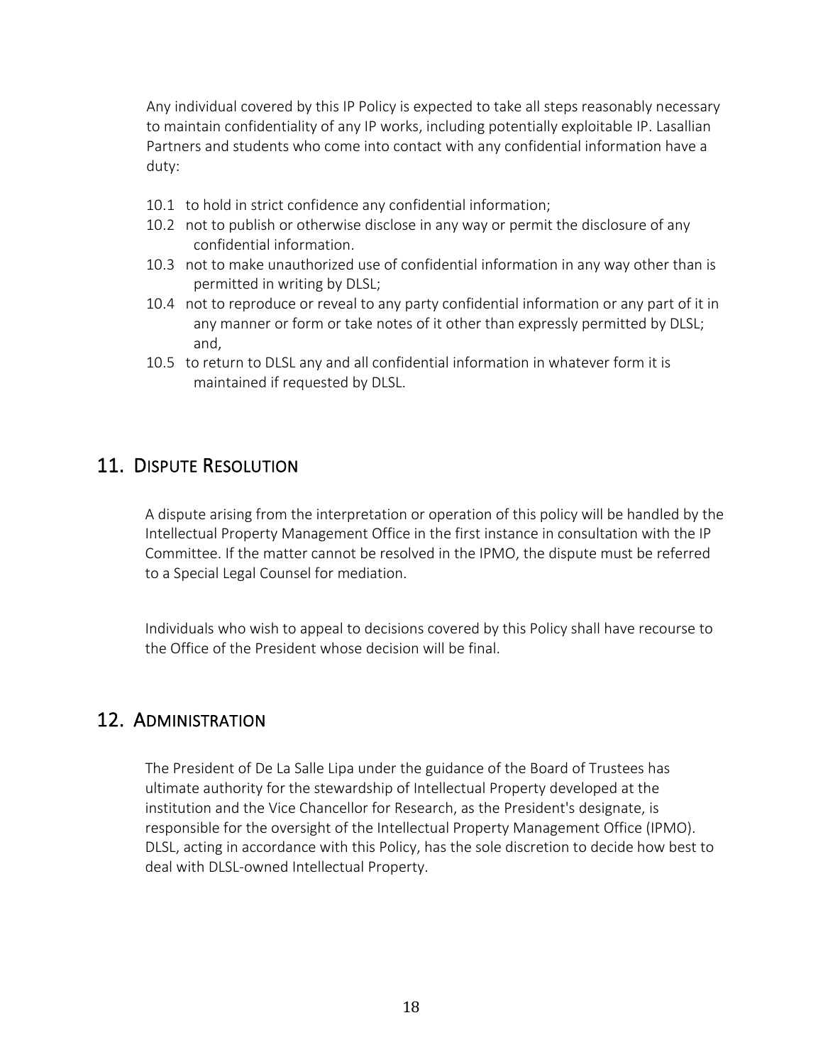Any individual covered by this IP Policy is expected to take all steps reasonably necessary to maintain confidentiality of any IP works, including potentially exploitable IP. Lasallian Partners and students who come into contact with any confidential information have a duty:

10.1 to hold in strict confidence any confidential information;

10.2 not to publish or otherwise disclose in any way or permit the disclosure of any confidential information.

10.3 not to make unauthorized use of confidential information in any way other than is permitted in writing by DLSL;

10.4 not to reproduce or reveal to any party confidential information or any part of it in any manner or form or take notes of it other than expressly permitted by DLSL; and,

10.5 to return to DLSL any and all confidential information in whatever form it is maintained if requested by DLSL.

## 11. Dispute Resolution

A dispute arising from the interpretation or operation of this policy will be handled by the Intellectual Property Management Office in the first instance in consultation with the IP Committee. If the matter cannot be resolved in the IPMO, the dispute must be referred to a Special Legal Counsel for mediation.

Individuals who wish to appeal to decisions covered by this Policy shall have recourse to the Office of the President whose decision will be final.

## 12. Administration

The President of De La Salle Lipa under the guidance of the Board of Trustees has ultimate authority for the stewardship of Intellectual Property developed at the institution and the Vice Chancellor for Research, as the President's designate, is responsible for the oversight of the Intellectual Property Management Office (IPMO). DLSL, acting in accordance with this Policy, has the sole discretion to decide how best to deal with DLSL-owned Intellectual Property.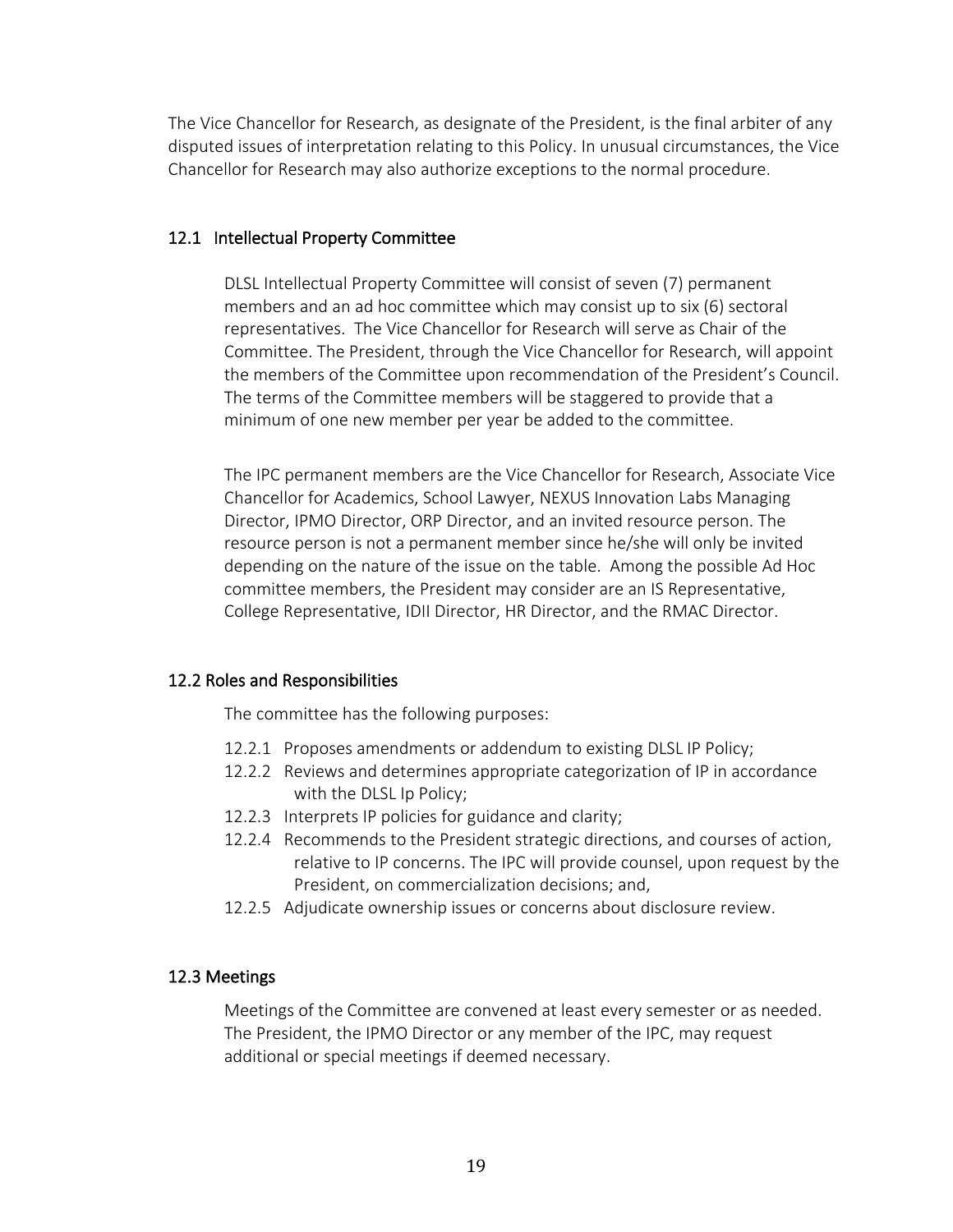The Vice Chancellor for Research, as designate of the President, is the final arbiter of any disputed issues of interpretation relating to this Policy. In unusual circumstances, the Vice Chancellor for Research may also authorize exceptions to the normal procedure.

### 12.1 Intellectual Property Committee

DLSL Intellectual Property Committee will consist of seven (7) permanent members and an ad hoc committee which may consist up to six (6) sectoral representatives. The Vice Chancellor for Research will serve as Chair of the Committee. The President, through the Vice Chancellor for Research, will appoint the members of the Committee upon recommendation of the President's Council. The terms of the Committee members will be staggered to provide that a minimum of one new member per year be added to the committee.

The IPC permanent members are the Vice Chancellor for Research, Associate Vice Chancellor for Academics, School Lawyer, NEXUS Innovation Labs Managing Director, IPMO Director, ORP Director, and an invited resource person. The resource person is not a permanent member since he/she will only be invited depending on the nature of the issue on the table. Among the possible Ad Hoc committee members, the President may consider are an IS Representative, College Representative, IDII Director, HR Director, and the RMAC Director.

### 12.2 Roles and Responsibilities

The committee has the following purposes:

- 12.2.1 Proposes amendments or addendum to existing DLSL IP Policy;
- 12.2.2 Reviews and determines appropriate categorization of IP in accordance with the DLSL Ip Policy;
- 12.2.3 Interprets IP policies for guidance and clarity;
- 12.2.4 Recommends to the President strategic directions, and courses of action, relative to IP concerns. The IPC will provide counsel, upon request by the President, on commercialization decisions; and,
- 12.2.5 Adjudicate ownership issues or concerns about disclosure review.

### 12.3 Meetings

Meetings of the Committee are convened at least every semester or as needed. The President, the IPMO Director or any member of the IPC, may request additional or special meetings if deemed necessary.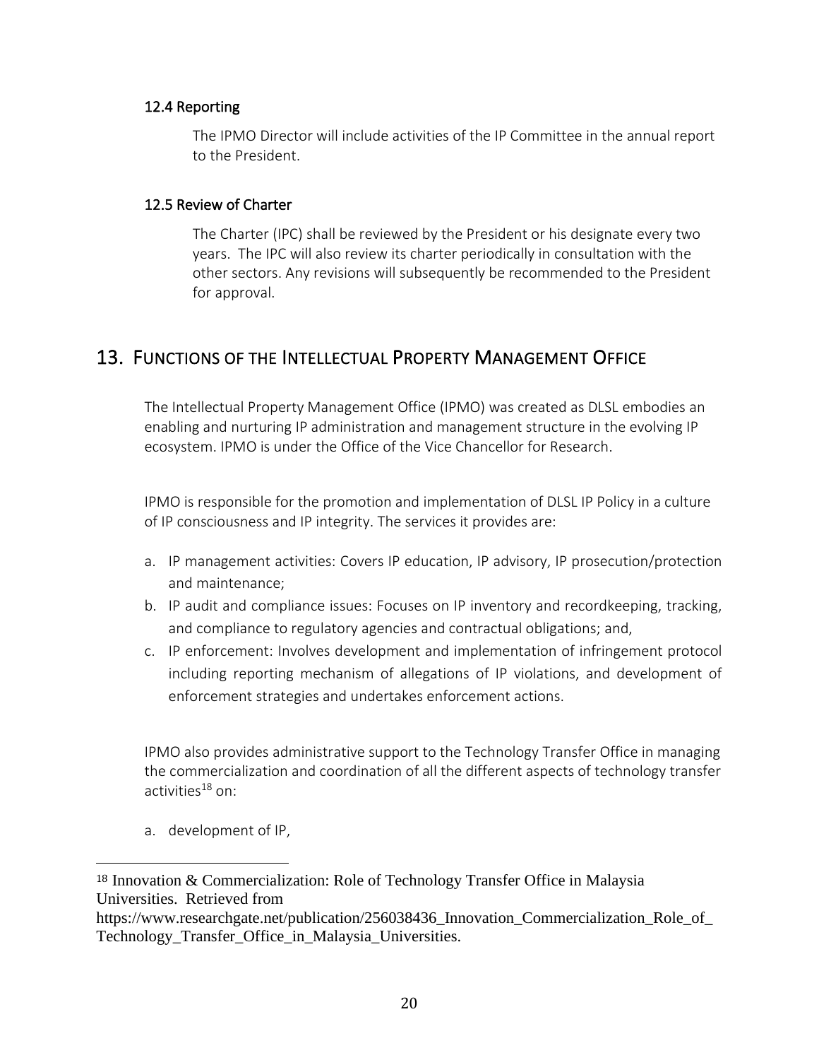### 12.4 Reporting

The IPMO Director will include activities of the IP Committee in the annual report to the President.

### 12.5 Review of Charter

The Charter (IPC) shall be reviewed by the President or his designate every two years. The IPC will also review its charter periodically in consultation with the other sectors. Any revisions will subsequently be recommended to the President for approval.

## 13. Functions of the Intellectual Property Management Office

The Intellectual Property Management Office (IPMO) was created as DLSL embodies an enabling and nurturing IP administration and management structure in the evolving IP ecosystem. IPMO is under the Office of the Vice Chancellor for Research.

IPMO is responsible for the promotion and implementation of DLSL IP Policy in a culture of IP consciousness and IP integrity. The services it provides are:

a. IP management activities: Covers IP education, IP advisory, IP prosecution/protection and maintenance;
b. IP audit and compliance issues: Focuses on IP inventory and recordkeeping, tracking, and compliance to regulatory agencies and contractual obligations; and,
c. IP enforcement: Involves development and implementation of infringement protocol including reporting mechanism of allegations of IP violations, and development of enforcement strategies and undertakes enforcement actions.

IPMO also provides administrative support to the Technology Transfer Office in managing the commercialization and coordination of all the different aspects of technology transfer activities[18] on:

a. development of IP,

---

[18] Innovation & Commercialization: Role of Technology Transfer Office in Malaysia Universities. Retrieved from https://www.researchgate.net/publication/256038436_Innovation_Commercialization_Role_of_Technology_Transfer_Office_in_Malaysia_Universities.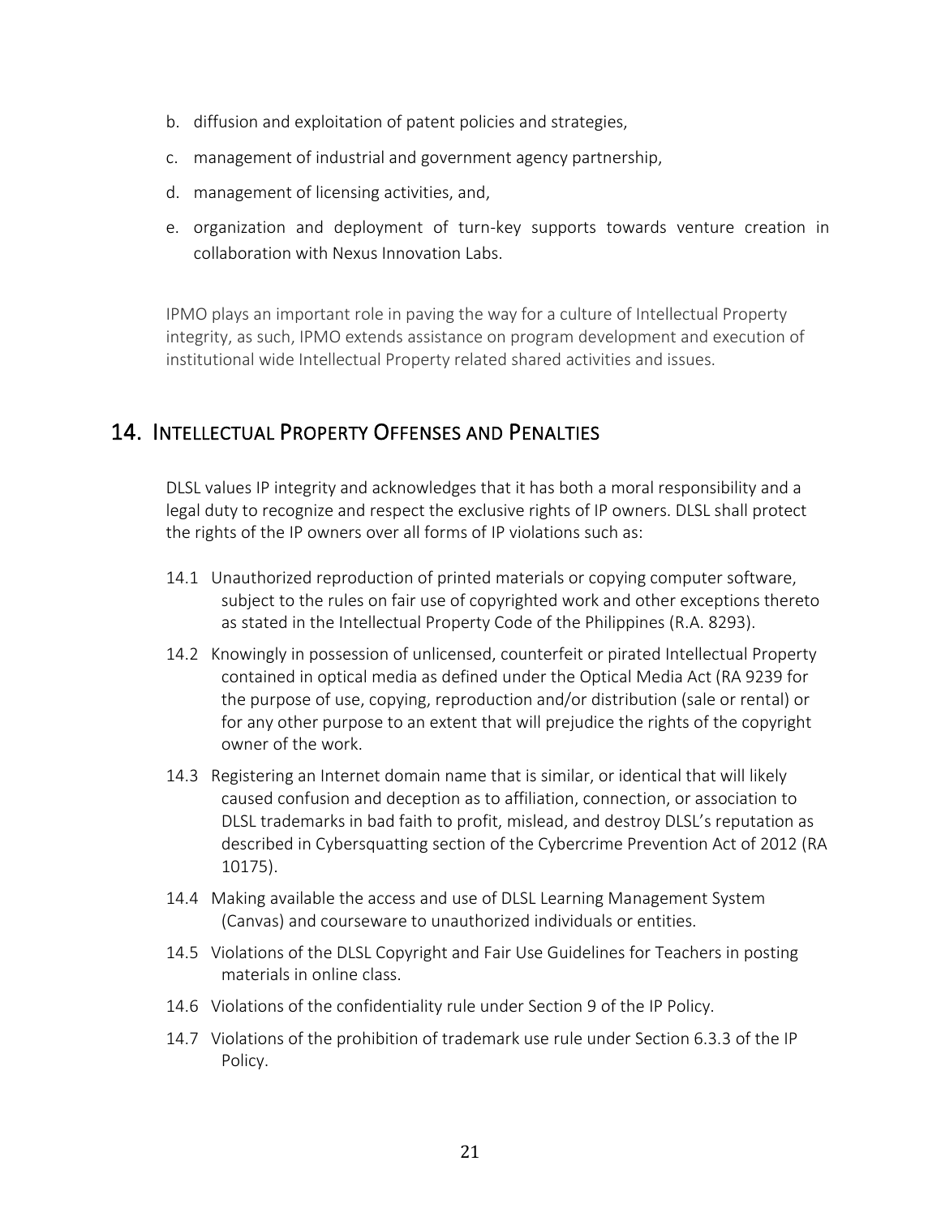b. diffusion and exploitation of patent policies and strategies,

c. management of industrial and government agency partnership,

d. management of licensing activities, and,

e. organization and deployment of turn-key supports towards venture creation in collaboration with Nexus Innovation Labs.

IPMO plays an important role in paving the way for a culture of Intellectual Property integrity, as such, IPMO extends assistance on program development and execution of institutional wide Intellectual Property related shared activities and issues.

## 14. Intellectual Property Offenses and Penalties

DLSL values IP integrity and acknowledges that it has both a moral responsibility and a legal duty to recognize and respect the exclusive rights of IP owners. DLSL shall protect the rights of the IP owners over all forms of IP violations such as:

14.1 Unauthorized reproduction of printed materials or copying computer software, subject to the rules on fair use of copyrighted work and other exceptions thereto as stated in the Intellectual Property Code of the Philippines (R.A. 8293).

14.2 Knowingly in possession of unlicensed, counterfeit or pirated Intellectual Property contained in optical media as defined under the Optical Media Act (RA 9239 for the purpose of use, copying, reproduction and/or distribution (sale or rental) or for any other purpose to an extent that will prejudice the rights of the copyright owner of the work.

14.3 Registering an Internet domain name that is similar, or identical that will likely caused confusion and deception as to affiliation, connection, or association to DLSL trademarks in bad faith to profit, mislead, and destroy DLSL's reputation as described in Cybersquatting section of the Cybercrime Prevention Act of 2012 (RA 10175).

14.4 Making available the access and use of DLSL Learning Management System (Canvas) and courseware to unauthorized individuals or entities.

14.5 Violations of the DLSL Copyright and Fair Use Guidelines for Teachers in posting materials in online class.

14.6 Violations of the confidentiality rule under Section 9 of the IP Policy.

14.7 Violations of the prohibition of trademark use rule under Section 6.3.3 of the IP Policy.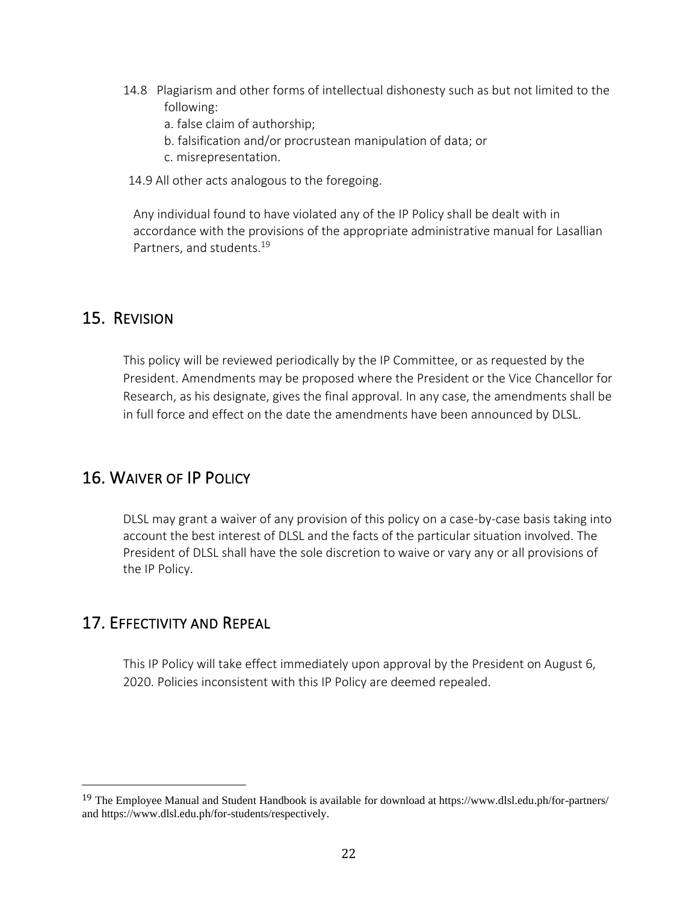14.8 Plagiarism and other forms of intellectual dishonesty such as but not limited to the following:

a. false claim of authorship;

b. falsification and/or procrustean manipulation of data; or

c. misrepresentation.

14.9 All other acts analogous to the foregoing.

Any individual found to have violated any of the IP Policy shall be dealt with in accordance with the provisions of the appropriate administrative manual for Lasallian Partners, and students.[19]

## 15. Revision

This policy will be reviewed periodically by the IP Committee, or as requested by the President. Amendments may be proposed where the President or the Vice Chancellor for Research, as his designate, gives the final approval. In any case, the amendments shall be in full force and effect on the date the amendments have been announced by DLSL.

## 16. Waiver of IP Policy

DLSL may grant a waiver of any provision of this policy on a case-by-case basis taking into account the best interest of DLSL and the facts of the particular situation involved. The President of DLSL shall have the sole discretion to waive or vary any or all provisions of the IP Policy.

## 17. Effectivity and Repeal

This IP Policy will take effect immediately upon approval by the President on August 6, 2020. Policies inconsistent with this IP Policy are deemed repealed.

---

[19] The Employee Manual and Student Handbook is available for download at https://www.dlsl.edu.ph/for-partners/ and https://www.dlsl.edu.ph/for-students/respectively.